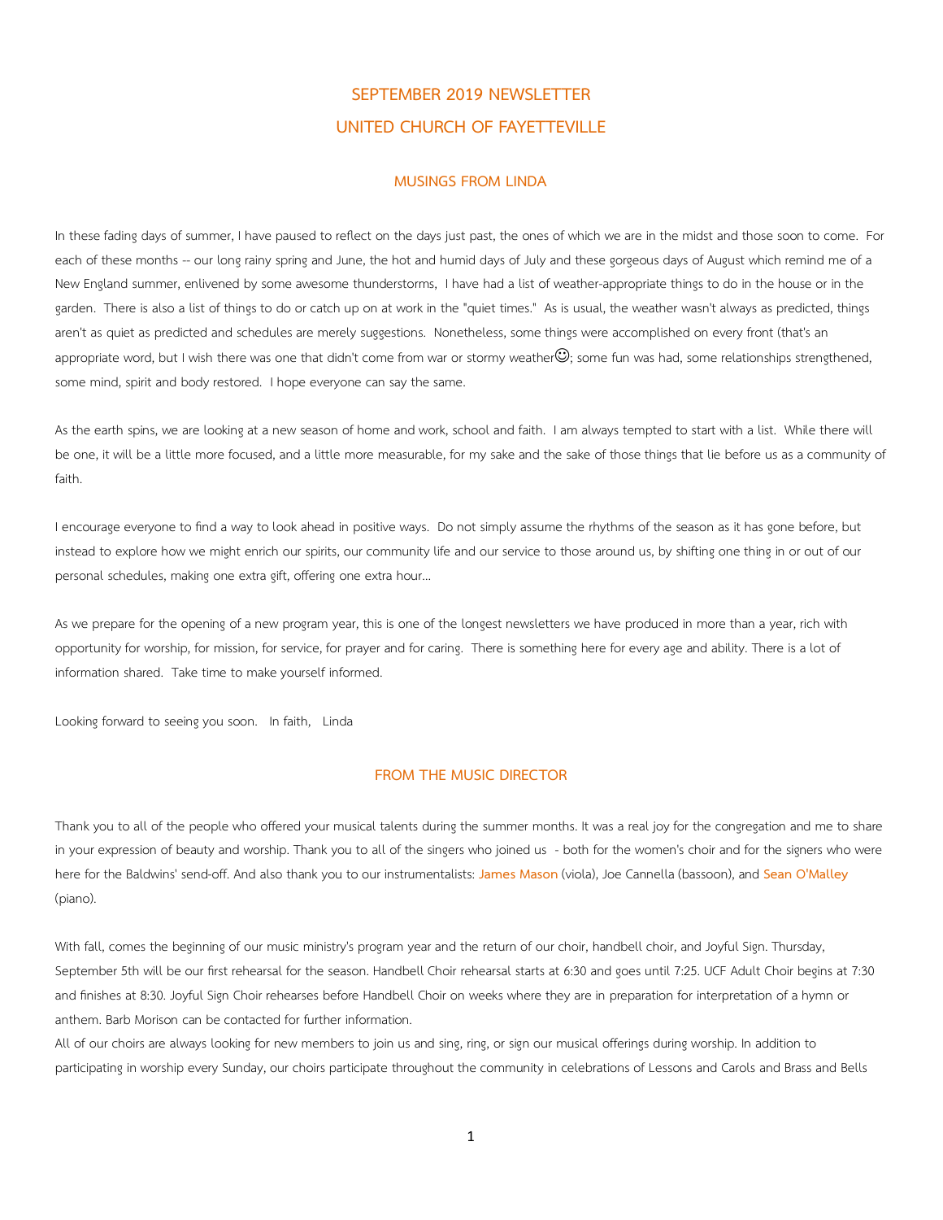# SEPTEMBER 2019 NEWSLETTER

# UNITED CHURCH OF FAYETTEVILLE

## MUSINGS FROM LINDA

In these fading days of summer, I have paused to reflect on the days just past, the ones of which we are in the midst and those soon to come. For each of these months -- our long rainy spring and June, the hot and humid days of July and these gorgeous days of August which remind me of a New England summer, enlivened by some awesome thunderstorms, I have had a list of weather-appropriate things to do in the house or in the garden. There is also a list of things to do or catch up on at work in the "quiet times." As is usual, the weather wasn't always as predicted, things aren't as quiet as predicted and schedules are merely suggestions. Nonetheless, some things were accomplished on every front (that's an appropriate word, but I wish there was one that didn't come from war or stormy weather☺; some fun was had, some relationships strengthened, some mind, spirit and body restored. I hope everyone can say the same.

As the earth spins, we are looking at a new season of home and work, school and faith. I am always tempted to start with a list. While there will be one, it will be a little more focused, and a little more measurable, for my sake and the sake of those things that lie before us as a community of faith.

I encourage everyone to find a way to look ahead in positive ways. Do not simply assume the rhythms of the season as it has gone before, but instead to explore how we might enrich our spirits, our community life and our service to those around us, by shifting one thing in or out of our personal schedules, making one extra gift, offering one extra hour...

As we prepare for the opening of a new program year, this is one of the longest newsletters we have produced in more than a year, rich with opportunity for worship, for mission, for service, for prayer and for caring. There is something here for every age and ability. There is a lot of information shared. Take time to make yourself informed.

Looking forward to seeing you soon. In faith, Linda

## FROM THE MUSIC DIRECTOR

Thank you to all of the people who offered your musical talents during the summer months. It was a real joy for the congregation and me to share in your expression of beauty and worship. Thank you to all of the singers who joined us - both for the women's choir and for the signers who were here for the Baldwins' send-off. And also thank you to our instrumentalists: James Mason (viola), Joe Cannella (bassoon), and Sean O'Malley (piano).

With fall, comes the beginning of our music ministry's program year and the return of our choir, handbell choir, and Joyful Sign. Thursday, September 5th will be our first rehearsal for the season. Handbell Choir rehearsal starts at 6:30 and goes until 7:25. UCF Adult Choir begins at 7:30 and finishes at 8:30. Joyful Sign Choir rehearses before Handbell Choir on weeks where they are in preparation for interpretation of a hymn or anthem. Barb Morison can be contacted for further information.

All of our choirs are always looking for new members to join us and sing, ring, or sign our musical offerings during worship. In addition to participating in worship every Sunday, our choirs participate throughout the community in celebrations of Lessons and Carols and Brass and Bells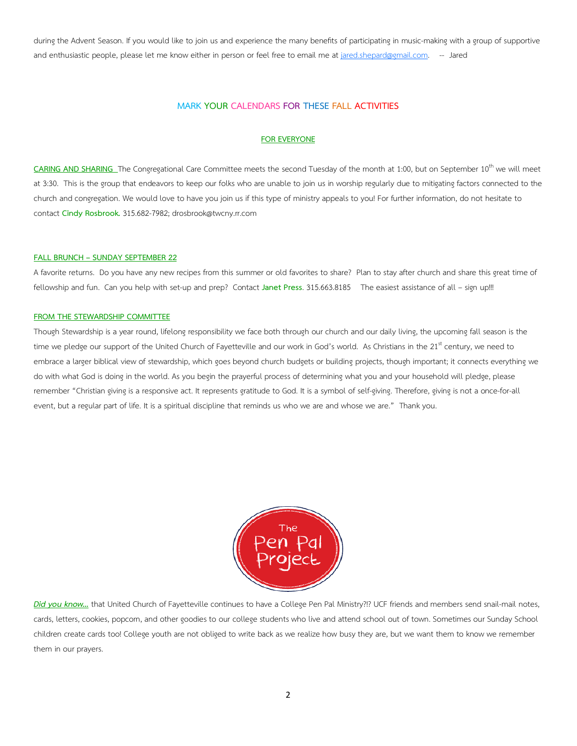during the Advent Season. If you would like to join us and experience the many benefits of participating in music-making with a group of supportive and enthusiastic people, please let me know either in person or feel free to email me at jared.shepard@gmail.com. -- Jared

## MARK YOUR CALENDARS FOR THESE FALL ACTIVITIES

### FOR EVERYONE

**CARING AND SHARING** The Congregational Care Committee meets the second Tuesday of the month at 1:00, but on September 10th we will meet at 3:30. This is the group that endeavors to keep our folks who are unable to join us in worship regularly due to mitigating factors connected to the church and congregation. We would love to have you join us if this type of ministry appeals to you! For further information, do not hesitate to contact **Cindy Rosbrook**. 315.682-7982; drosbrook@twcny.rr.com

**FALL BRUNCH – SUNDAY SEPTEMBER 22**

A favorite returns. Do you have any new recipes from this summer or old favorites to share? Plan to stay after church and share this great time of fellowship and fun. Can you help with set-up and prep? Contact **Janet Press**. 315.663.8185 The easiest assistance of all – sign up!!!

**FROM THE STEWARDSHIP COMMITTEE**

Though Stewardship is a year round, lifelong responsibility we face both through our church and our daily living, the upcoming fall season is the time we pledge our support of the United Church of Fayetteville and our work in God's world. As Christians in the 21st century, we need to embrace a larger biblical view of stewardship, which goes beyond church budgets or building projects, though important; it connects everything we do with what God is doing in the world. As you begin the prayerful process of determining what you and your household will pledge, please remember "Christian giving is a responsive act. It represents gratitude to God. It is a symbol of self-giving. Therefore, giving is not a once-for-all event, but a regular part of life. It is a spiritual discipline that reminds us who we are and whose we are." Thank you.

The Pen Pal Project

***Did you know...*** that United Church of Fayetteville continues to have a College Pen Pal Ministry?!? UCF friends and members send snail-mail notes, cards, letters, cookies, popcorn, and other goodies to our college students who live and attend school out of town. Sometimes our Sunday School children create cards too! College youth are not obliged to write back as we realize how busy they are, but we want them to know we remember them in our prayers.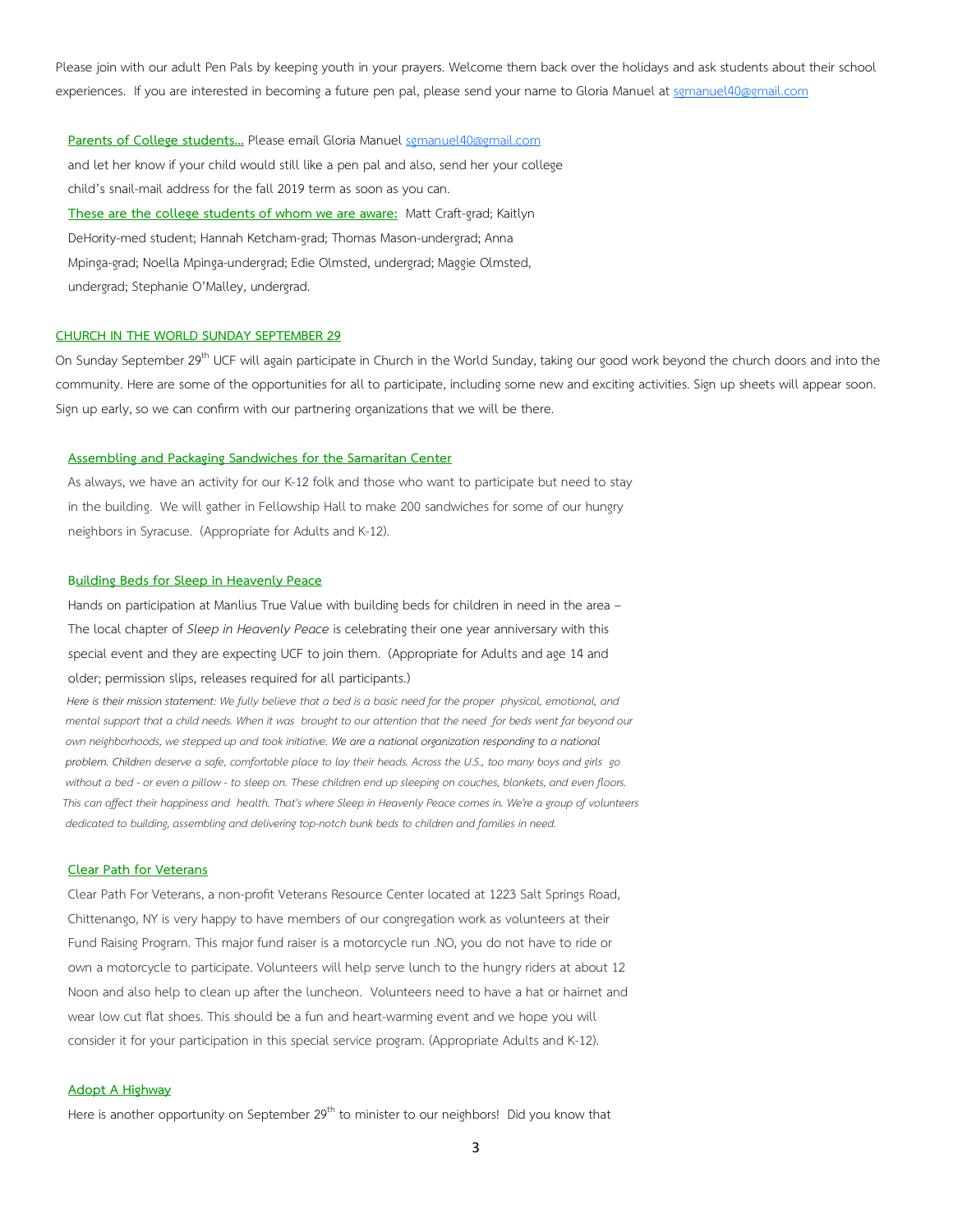Please join with our adult Pen Pals by keeping youth in your prayers. Welcome them back over the holidays and ask students about their school experiences. If you are interested in becoming a future pen pal, please send your name to Gloria Manuel at sgmanuel40@gmail.com

**Parents of College students…** Please email Gloria Manuel sgmanuel40@gmail.com and let her know if your child would still like a pen pal and also, send her your college child's snail-mail address for the fall 2019 term as soon as you can.

**These are the college students of whom we are aware:** Matt Craft-grad; Kaitlyn DeHority-med student; Hannah Ketcham-grad; Thomas Mason-undergrad; Anna Mpinga-grad; Noella Mpinga-undergrad; Edie Olmsted, undergrad; Maggie Olmsted, undergrad; Stephanie O'Malley, undergrad.

## CHURCH IN THE WORLD SUNDAY SEPTEMBER 29

On Sunday September 29th UCF will again participate in Church in the World Sunday, taking our good work beyond the church doors and into the community. Here are some of the opportunities for all to participate, including some new and exciting activities. Sign up sheets will appear soon. Sign up early, so we can confirm with our partnering organizations that we will be there.

### Assembling and Packaging Sandwiches for the Samaritan Center

As always, we have an activity for our K-12 folk and those who want to participate but need to stay in the building. We will gather in Fellowship Hall to make 200 sandwiches for some of our hungry neighbors in Syracuse. (Appropriate for Adults and K-12).

### Building Beds for Sleep in Heavenly Peace

Hands on participation at Manlius True Value with building beds for children in need in the area – The local chapter of *Sleep in Heavenly Peace* is celebrating their one year anniversary with this special event and they are expecting UCF to join them. (Appropriate for Adults and age 14 and older; permission slips, releases required for all participants.)

*Here is their mission statement: We fully believe that a bed is a basic need for the proper physical, emotional, and mental support that a child needs. When it was brought to our attention that the need for beds went far beyond our own neighborhoods, we stepped up and took initiative. We are a national organization responding to a national problem. Children deserve a safe, comfortable place to lay their heads. Across the U.S., too many boys and girls go without a bed - or even a pillow - to sleep on. These children end up sleeping on couches, blankets, and even floors. This can affect their happiness and health. That's where Sleep in Heavenly Peace comes in. We're a group of volunteers dedicated to building, assembling and delivering top-notch bunk beds to children and families in need.*

### Clear Path for Veterans

Clear Path For Veterans, a non-profit Veterans Resource Center located at 1223 Salt Springs Road, Chittenango, NY is very happy to have members of our congregation work as volunteers at their Fund Raising Program. This major fund raiser is a motorcycle run .NO, you do not have to ride or own a motorcycle to participate. Volunteers will help serve lunch to the hungry riders at about 12 Noon and also help to clean up after the luncheon. Volunteers need to have a hat or hairnet and wear low cut flat shoes. This should be a fun and heart-warming event and we hope you will consider it for your participation in this special service program. (Appropriate Adults and K-12).

### Adopt A Highway

Here is another opportunity on September 29th to minister to our neighbors! Did you know that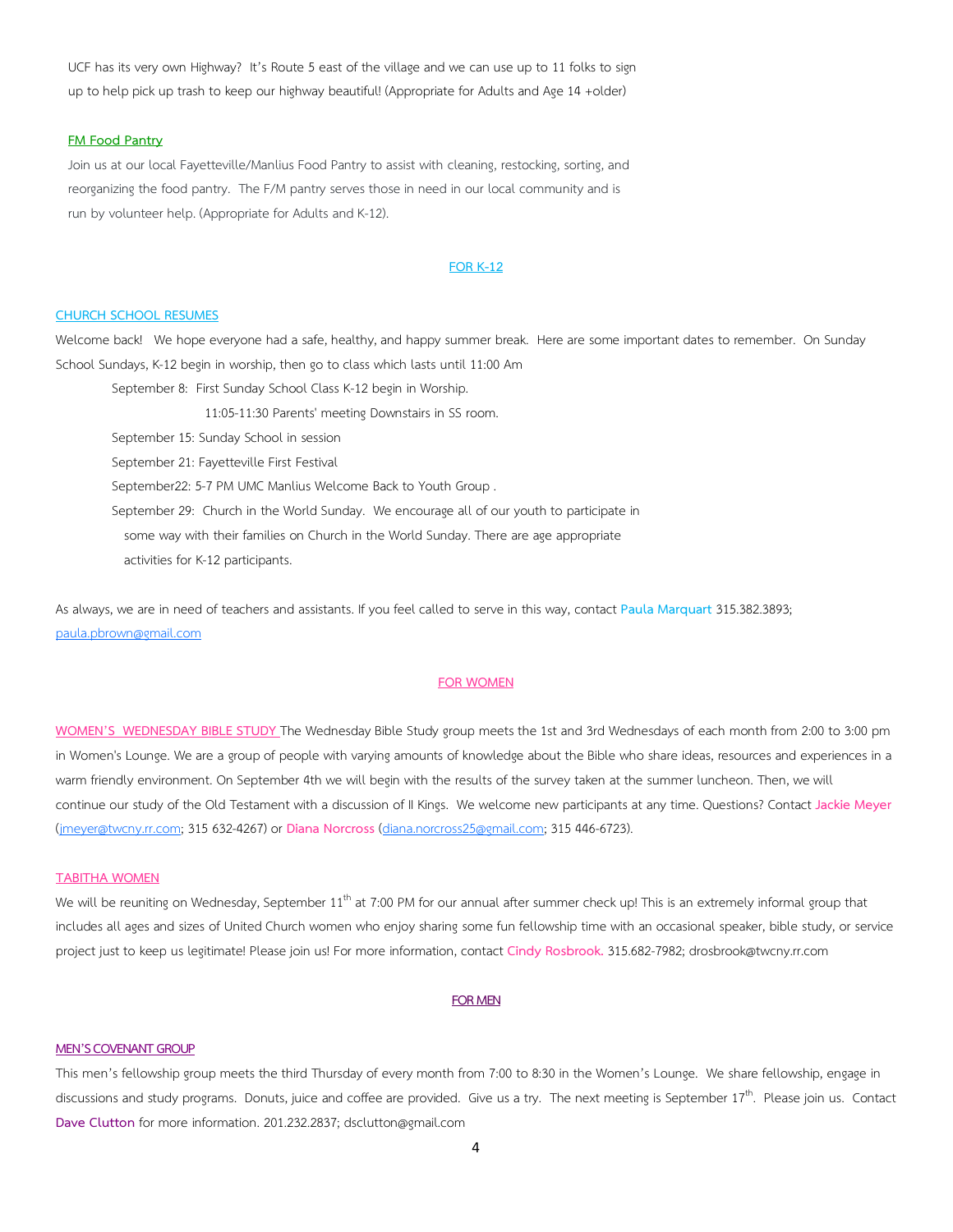UCF has its very own Highway? It's Route 5 east of the village and we can use up to 11 folks to sign up to help pick up trash to keep our highway beautiful! (Appropriate for Adults and Age 14 +older)

### FM Food Pantry

Join us at our local Fayetteville/Manlius Food Pantry to assist with cleaning, restocking, sorting, and reorganizing the food pantry. The F/M pantry serves those in need in our local community and is run by volunteer help. (Appropriate for Adults and K-12).

## FOR K-12

### CHURCH SCHOOL RESUMES

Welcome back! We hope everyone had a safe, healthy, and happy summer break. Here are some important dates to remember. On Sunday School Sundays, K-12 begin in worship, then go to class which lasts until 11:00 Am

- September 8: First Sunday School Class K-12 begin in Worship.
  11:05-11:30 Parents' meeting Downstairs in SS room.
- September 15: Sunday School in session
- September 21: Fayetteville First Festival
- September22: 5-7 PM UMC Manlius Welcome Back to Youth Group .
- September 29: Church in the World Sunday. We encourage all of our youth to participate in some way with their families on Church in the World Sunday. There are age appropriate activities for K-12 participants.

As always, we are in need of teachers and assistants. If you feel called to serve in this way, contact **Paula Marquart** 315.382.3893; paula.pbrown@gmail.com

## FOR WOMEN

**WOMEN'S WEDNESDAY BIBLE STUDY** The Wednesday Bible Study group meets the 1st and 3rd Wednesdays of each month from 2:00 to 3:00 pm in Women's Lounge. We are a group of people with varying amounts of knowledge about the Bible who share ideas, resources and experiences in a warm friendly environment. On September 4th we will begin with the results of the survey taken at the summer luncheon. Then, we will continue our study of the Old Testament with a discussion of II Kings. We welcome new participants at any time. Questions? Contact **Jackie Meyer** (jmeyer@twcny.rr.com; 315 632-4267) or **Diana Norcross** (diana.norcross25@gmail.com; 315 446-6723).

### TABITHA WOMEN

We will be reuniting on Wednesday, September 11th at 7:00 PM for our annual after summer check up! This is an extremely informal group that includes all ages and sizes of United Church women who enjoy sharing some fun fellowship time with an occasional speaker, bible study, or service project just to keep us legitimate! Please join us! For more information, contact **Cindy Rosbrook.** 315.682-7982; drosbrook@twcny.rr.com

## FOR MEN

### MEN'S COVENANT GROUP

This men's fellowship group meets the third Thursday of every month from 7:00 to 8:30 in the Women's Lounge. We share fellowship, engage in discussions and study programs. Donuts, juice and coffee are provided. Give us a try. The next meeting is September 17th. Please join us. Contact **Dave Clutton** for more information. 201.232.2837; dsclutton@gmail.com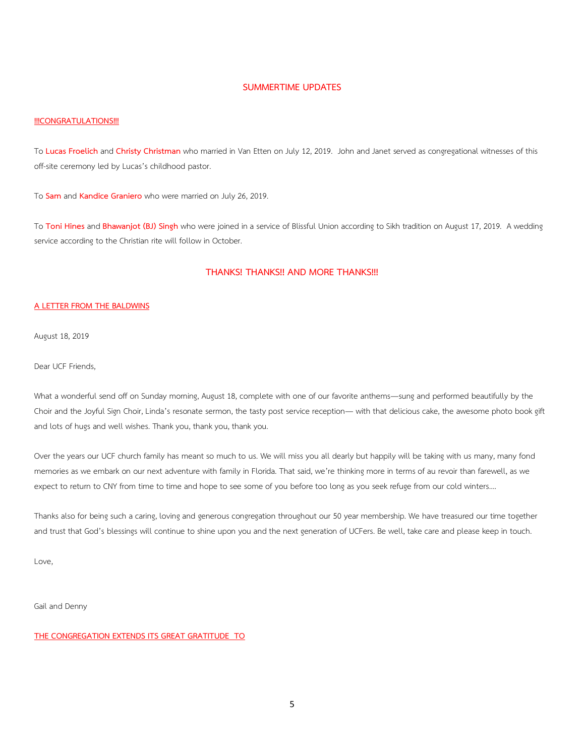## SUMMERTIME UPDATES

### !!!CONGRATULATIONS!!!

To **Lucas Froelich** and **Christy Christman** who married in Van Etten on July 12, 2019. John and Janet served as congregational witnesses of this off-site ceremony led by Lucas's childhood pastor.

To **Sam** and **Kandice Graniero** who were married on July 26, 2019.

To **Toni Hines** and **Bhawanjot (BJ) Singh** who were joined in a service of Blissful Union according to Sikh tradition on August 17, 2019. A wedding service according to the Christian rite will follow in October.

## THANKS! THANKS!! AND MORE THANKS!!!

### A LETTER FROM THE BALDWINS

August 18, 2019

Dear UCF Friends,

What a wonderful send off on Sunday morning, August 18, complete with one of our favorite anthems—sung and performed beautifully by the Choir and the Joyful Sign Choir, Linda's resonate sermon, the tasty post service reception— with that delicious cake, the awesome photo book gift and lots of hugs and well wishes. Thank you, thank you, thank you.

Over the years our UCF church family has meant so much to us. We will miss you all dearly but happily will be taking with us many, many fond memories as we embark on our next adventure with family in Florida. That said, we're thinking more in terms of au revoir than farewell, as we expect to return to CNY from time to time and hope to see some of you before too long as you seek refuge from our cold winters….

Thanks also for being such a caring, loving and generous congregation throughout our 50 year membership. We have treasured our time together and trust that God's blessings will continue to shine upon you and the next generation of UCFers. Be well, take care and please keep in touch.

Love,

Gail and Denny

### THE CONGREGATION EXTENDS ITS GREAT GRATITUDE TO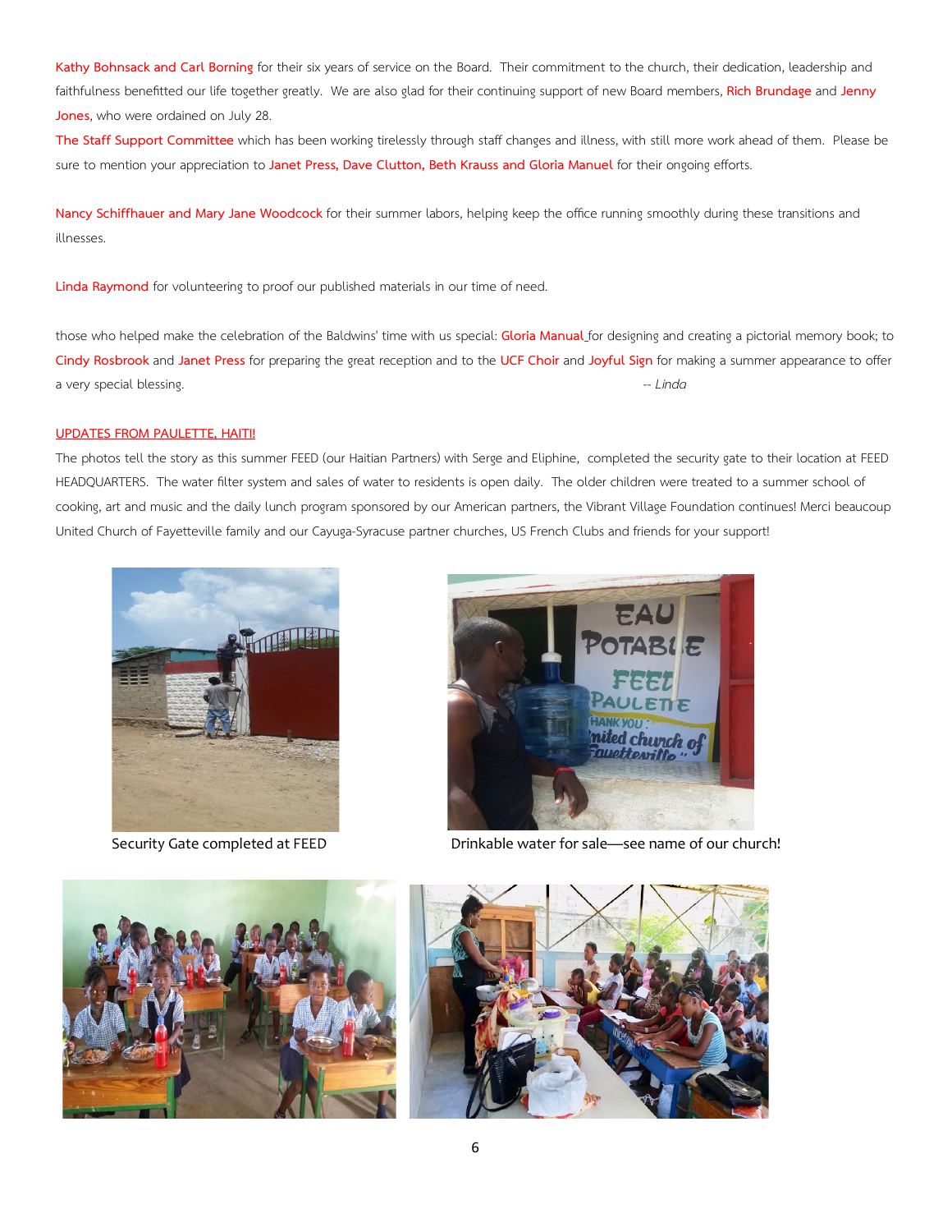Kathy Bohnsack and Carl Borning for their six years of service on the Board. Their commitment to the church, their dedication, leadership and faithfulness benefitted our life together greatly. We are also glad for their continuing support of new Board members, Rich Brundage and Jenny Jones, who were ordained on July 28.

The Staff Support Committee which has been working tirelessly through staff changes and illness, with still more work ahead of them. Please be sure to mention your appreciation to Janet Press, Dave Clutton, Beth Krauss and Gloria Manuel for their ongoing efforts.

Nancy Schiffhauer and Mary Jane Woodcock for their summer labors, helping keep the office running smoothly during these transitions and illnesses.

Linda Raymond for volunteering to proof our published materials in our time of need.

those who helped make the celebration of the Baldwins' time with us special: Gloria Manual for designing and creating a pictorial memory book; to Cindy Rosbrook and Janet Press for preparing the great reception and to the UCF Choir and Joyful Sign for making a summer appearance to offer a very special blessing.

*-- Linda*

## UPDATES FROM PAULETTE, HAITI!

The photos tell the story as this summer FEED (our Haitian Partners) with Serge and Eliphine, completed the security gate to their location at FEED HEADQUARTERS. The water filter system and sales of water to residents is open daily. The older children were treated to a summer school of cooking, art and music and the daily lunch program sponsored by our American partners, the Vibrant Village Foundation continues! Merci beaucoup United Church of Fayetteville family and our Cayuga-Syracuse partner churches, US French Clubs and friends for your support!

Security Gate completed at FEED

Drinkable water for sale—see name of our church!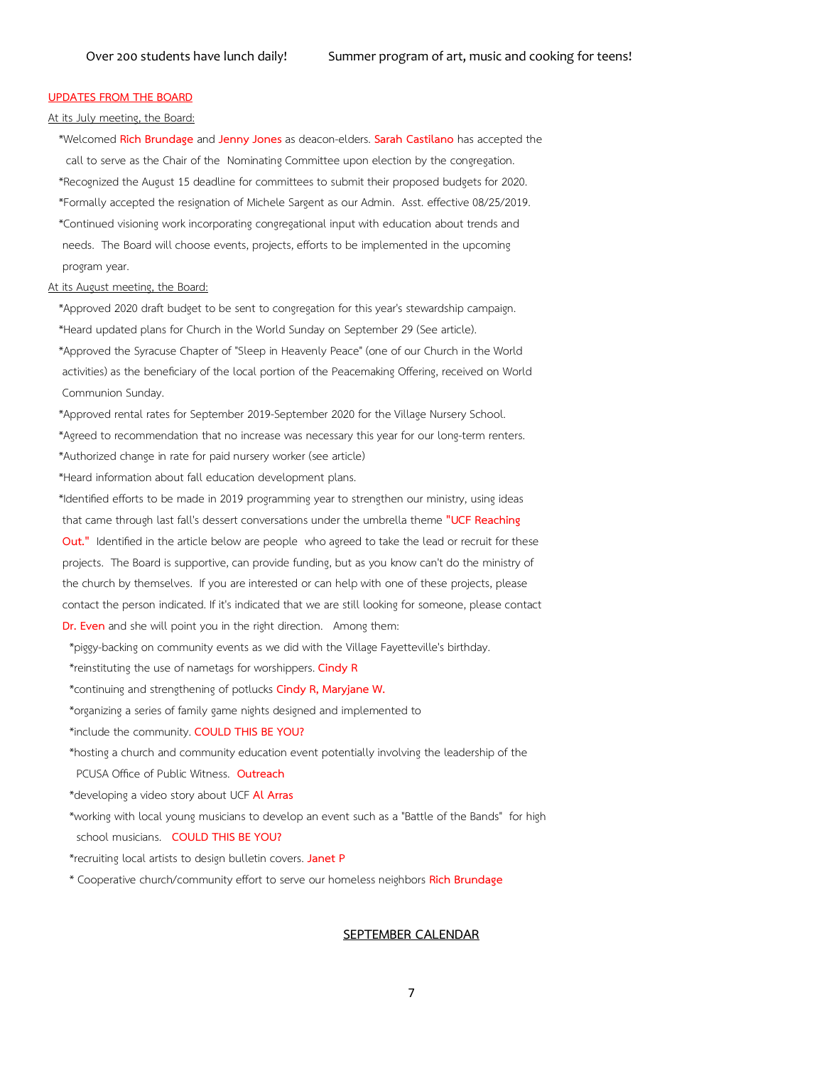Over 200 students have lunch daily!     Summer program of art, music and cooking for teens!

## UPDATES FROM THE BOARD

At its July meeting, the Board:

*Welcomed Rich Brundage and Jenny Jones as deacon-elders. Sarah Castilano has accepted the call to serve as the Chair of the Nominating Committee upon election by the congregation.

*Recognized the August 15 deadline for committees to submit their proposed budgets for 2020.

*Formally accepted the resignation of Michele Sargent as our Admin. Asst. effective 08/25/2019.

*Continued visioning work incorporating congregational input with education about trends and needs. The Board will choose events, projects, efforts to be implemented in the upcoming program year.

At its August meeting, the Board:

*Approved 2020 draft budget to be sent to congregation for this year's stewardship campaign.

*Heard updated plans for Church in the World Sunday on September 29 (See article).

*Approved the Syracuse Chapter of "Sleep in Heavenly Peace" (one of our Church in the World activities) as the beneficiary of the local portion of the Peacemaking Offering, received on World Communion Sunday.

*Approved rental rates for September 2019-September 2020 for the Village Nursery School.

*Agreed to recommendation that no increase was necessary this year for our long-term renters.

*Authorized change in rate for paid nursery worker (see article)

*Heard information about fall education development plans.

*Identified efforts to be made in 2019 programming year to strengthen our ministry, using ideas that came through last fall's dessert conversations under the umbrella theme "UCF Reaching Out." Identified in the article below are people who agreed to take the lead or recruit for these projects. The Board is supportive, can provide funding, but as you know can't do the ministry of the church by themselves. If you are interested or can help with one of these projects, please contact the person indicated. If it's indicated that we are still looking for someone, please contact Dr. Even and she will point you in the right direction. Among them:

*piggy-backing on community events as we did with the Village Fayetteville's birthday.

*reinstituting the use of nametags for worshippers. Cindy R

*continuing and strengthening of potlucks Cindy R, Maryjane W.

*organizing a series of family game nights designed and implemented to

*include the community. COULD THIS BE YOU?

*hosting a church and community education event potentially involving the leadership of the PCUSA Office of Public Witness. Outreach

*developing a video story about UCF Al Arras

*working with local young musicians to develop an event such as a "Battle of the Bands" for high school musicians. COULD THIS BE YOU?

*recruiting local artists to design bulletin covers. Janet P

* Cooperative church/community effort to serve our homeless neighbors Rich Brundage

## SEPTEMBER CALENDAR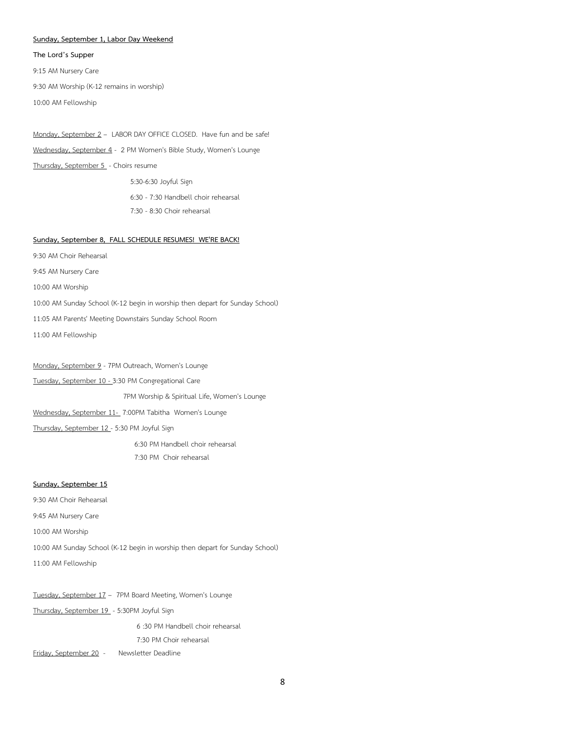**Sunday, September 1, Labor Day Weekend**

**The Lord's Supper**

9:15 AM Nursery Care

9:30 AM Worship (K-12 remains in worship)

10:00 AM Fellowship

Monday, September 2 – LABOR DAY OFFICE CLOSED. Have fun and be safe!

Wednesday, September 4 - 2 PM Women's Bible Study, Women's Lounge

Thursday, September 5 - Choirs resume

5:30-6:30 Joyful Sign

6:30 - 7:30 Handbell choir rehearsal

7:30 - 8:30 Choir rehearsal

**Sunday, September 8, FALL SCHEDULE RESUMES! WE'RE BACK!**

9:30 AM Choir Rehearsal

9:45 AM Nursery Care

10:00 AM Worship

10:00 AM Sunday School (K-12 begin in worship then depart for Sunday School)

11:05 AM Parents' Meeting Downstairs Sunday School Room

11:00 AM Fellowship

Monday, September 9 - 7PM Outreach, Women's Lounge

Tuesday, September 10 - 3:30 PM Congregational Care

7PM Worship & Spiritual Life, Women's Lounge

Wednesday, September 11- 7:00PM Tabitha Women's Lounge

Thursday, September 12 - 5:30 PM Joyful Sign

6:30 PM Handbell choir rehearsal

7:30 PM Choir rehearsal

**Sunday, September 15**

9:30 AM Choir Rehearsal

9:45 AM Nursery Care

10:00 AM Worship

10:00 AM Sunday School (K-12 begin in worship then depart for Sunday School)

11:00 AM Fellowship

Tuesday, September 17 – 7PM Board Meeting, Women's Lounge

Thursday, September 19 - 5:30PM Joyful Sign

6 :30 PM Handbell choir rehearsal

7:30 PM Choir rehearsal

Friday, September 20 - Newsletter Deadline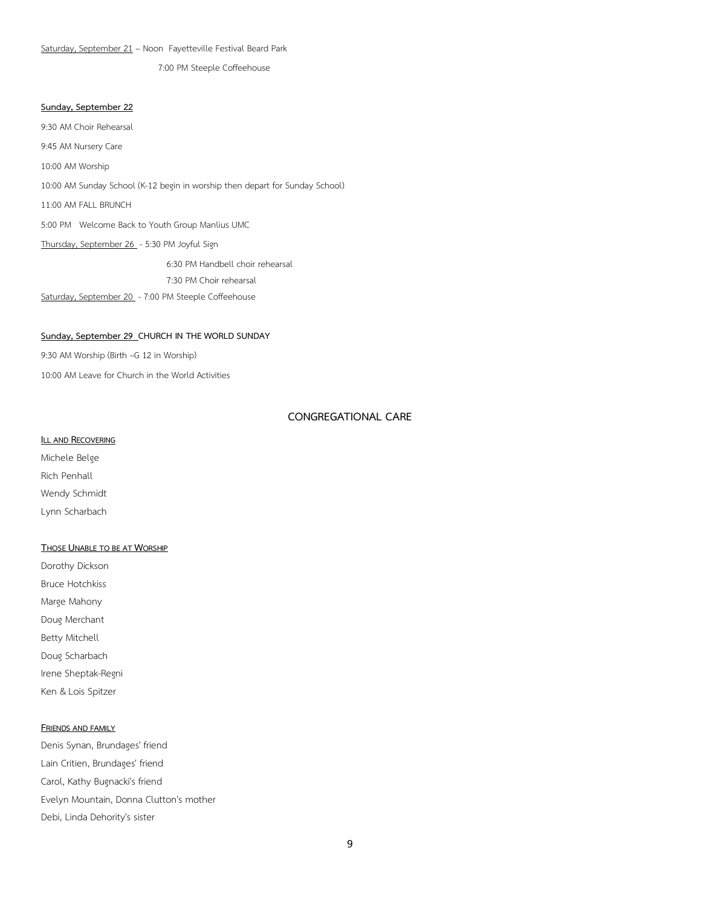Saturday, September 21 – Noon Fayetteville Festival Beard Park

7:00 PM Steeple Coffeehouse

**Sunday, September 22**

9:30 AM Choir Rehearsal

9:45 AM Nursery Care

10:00 AM Worship

10:00 AM Sunday School (K-12 begin in worship then depart for Sunday School)

11:00 AM FALL BRUNCH

5:00 PM Welcome Back to Youth Group Manlius UMC

Thursday, September 26 - 5:30 PM Joyful Sign

6:30 PM Handbell choir rehearsal

7:30 PM Choir rehearsal

Saturday, September 20 - 7:00 PM Steeple Coffeehouse

**Sunday, September 29 CHURCH IN THE WORLD SUNDAY**

9:30 AM Worship (Birth –G 12 in Worship)

10:00 AM Leave for Church in the World Activities

## CONGREGATIONAL CARE

**ILL AND RECOVERING**

Michele Belge

Rich Penhall

Wendy Schmidt

Lynn Scharbach

**THOSE UNABLE TO BE AT WORSHIP**

Dorothy Dickson

Bruce Hotchkiss

Marge Mahony

Doug Merchant

Betty Mitchell

Doug Scharbach

Irene Sheptak-Regni

Ken & Lois Spitzer

**FRIENDS AND FAMILY**

Denis Synan, Brundages' friend

Lain Critien, Brundages' friend

Carol, Kathy Bugnacki's friend

Evelyn Mountain, Donna Clutton's mother

Debi, Linda Dehority's sister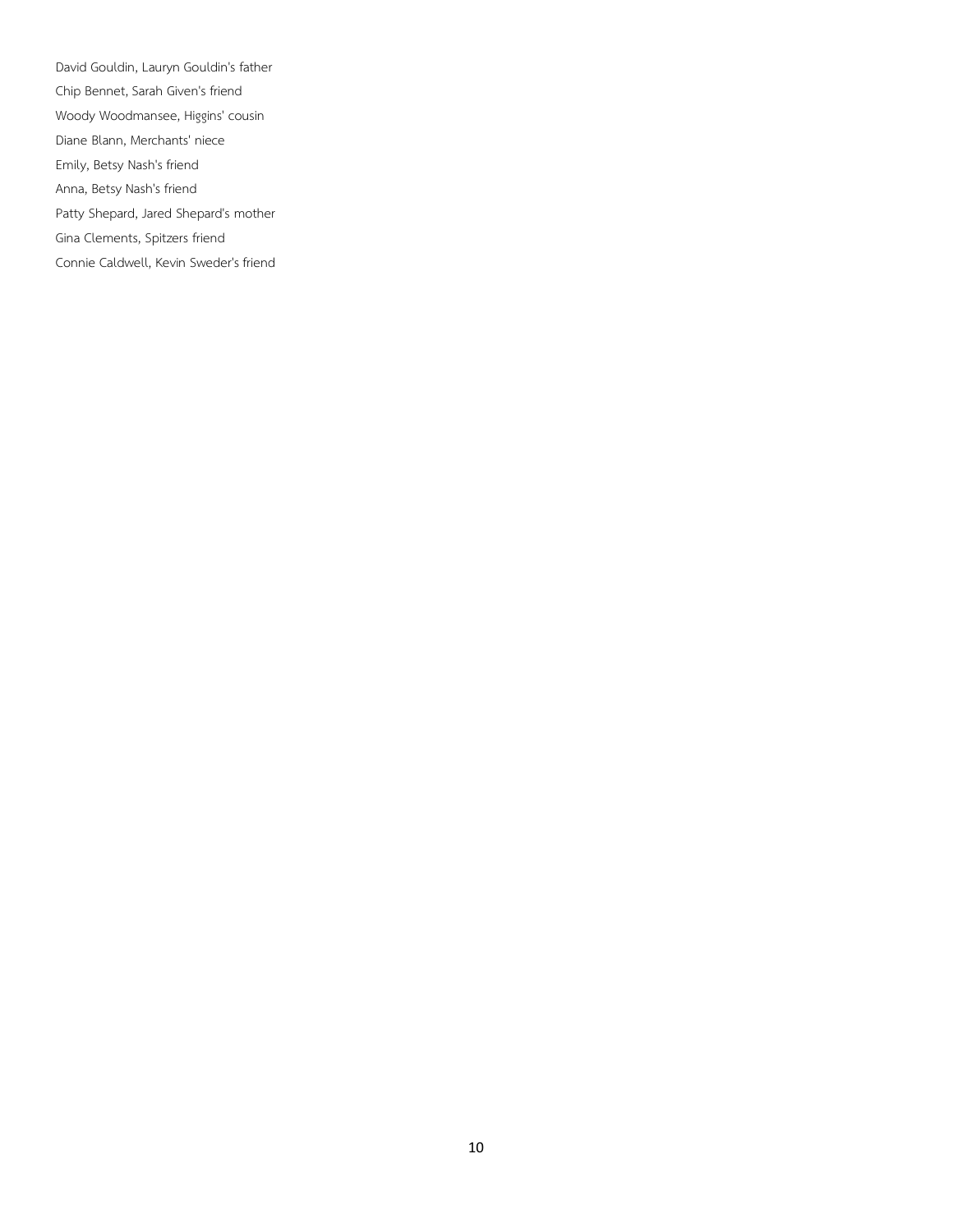David Gouldin, Lauryn Gouldin's father

Chip Bennet, Sarah Given's friend

Woody Woodmansee, Higgins' cousin

Diane Blann, Merchants' niece

Emily, Betsy Nash's friend

Anna, Betsy Nash's friend

Patty Shepard, Jared Shepard's mother

Gina Clements, Spitzers friend

Connie Caldwell, Kevin Sweder's friend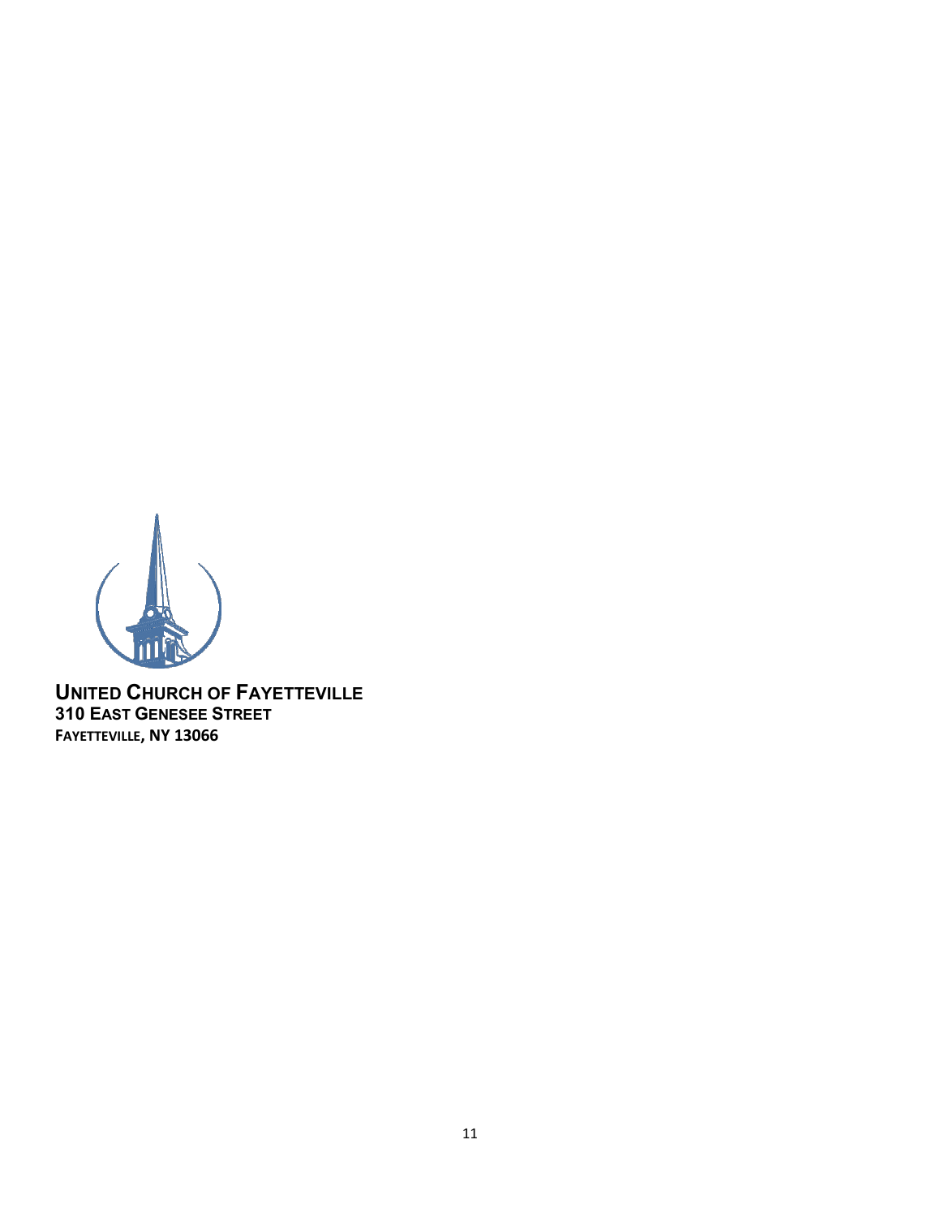**UNITED CHURCH OF FAYETTEVILLE**
**310 EAST GENESEE STREET**
**FAYETTEVILLE, NY 13066**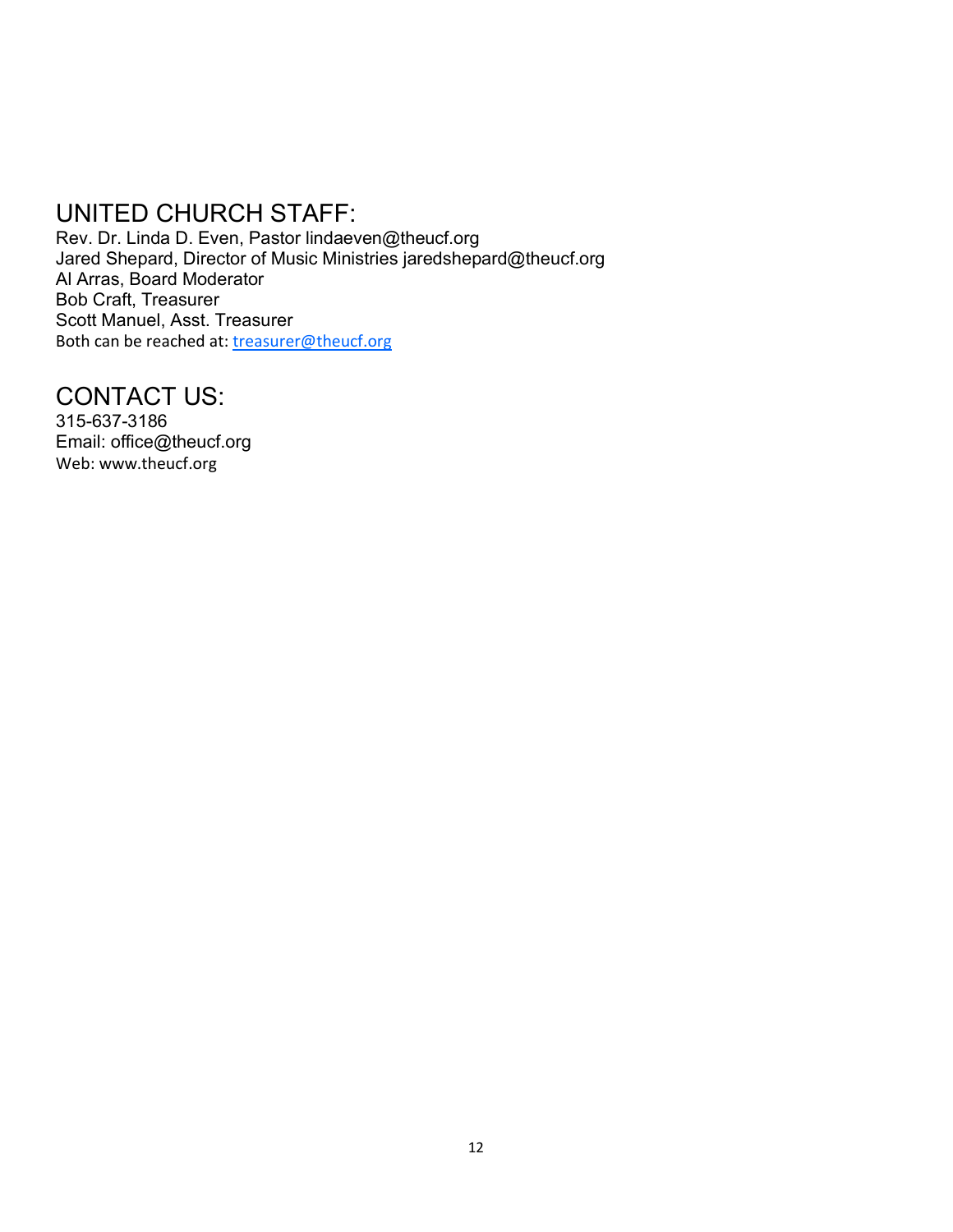## UNITED CHURCH STAFF:

Rev. Dr. Linda D. Even, Pastor lindaeven@theucf.org
Jared Shepard, Director of Music Ministries jaredshepard@theucf.org
Al Arras, Board Moderator
Bob Craft, Treasurer
Scott Manuel, Asst. Treasurer
Both can be reached at: treasurer@theucf.org

## CONTACT US:

315-637-3186
Email: office@theucf.org
Web: www.theucf.org